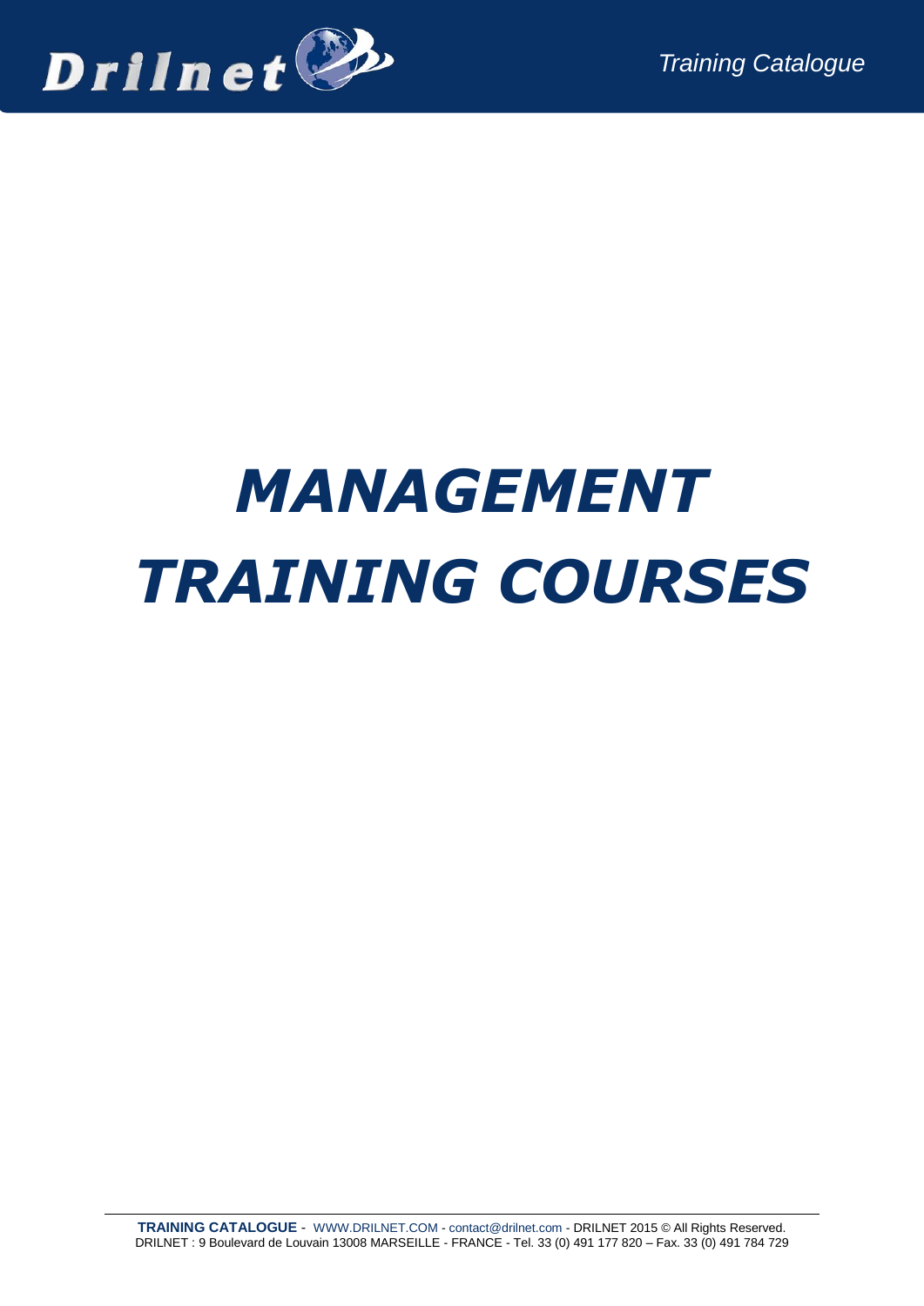# *MANAGEMENT TRAINING COURSES*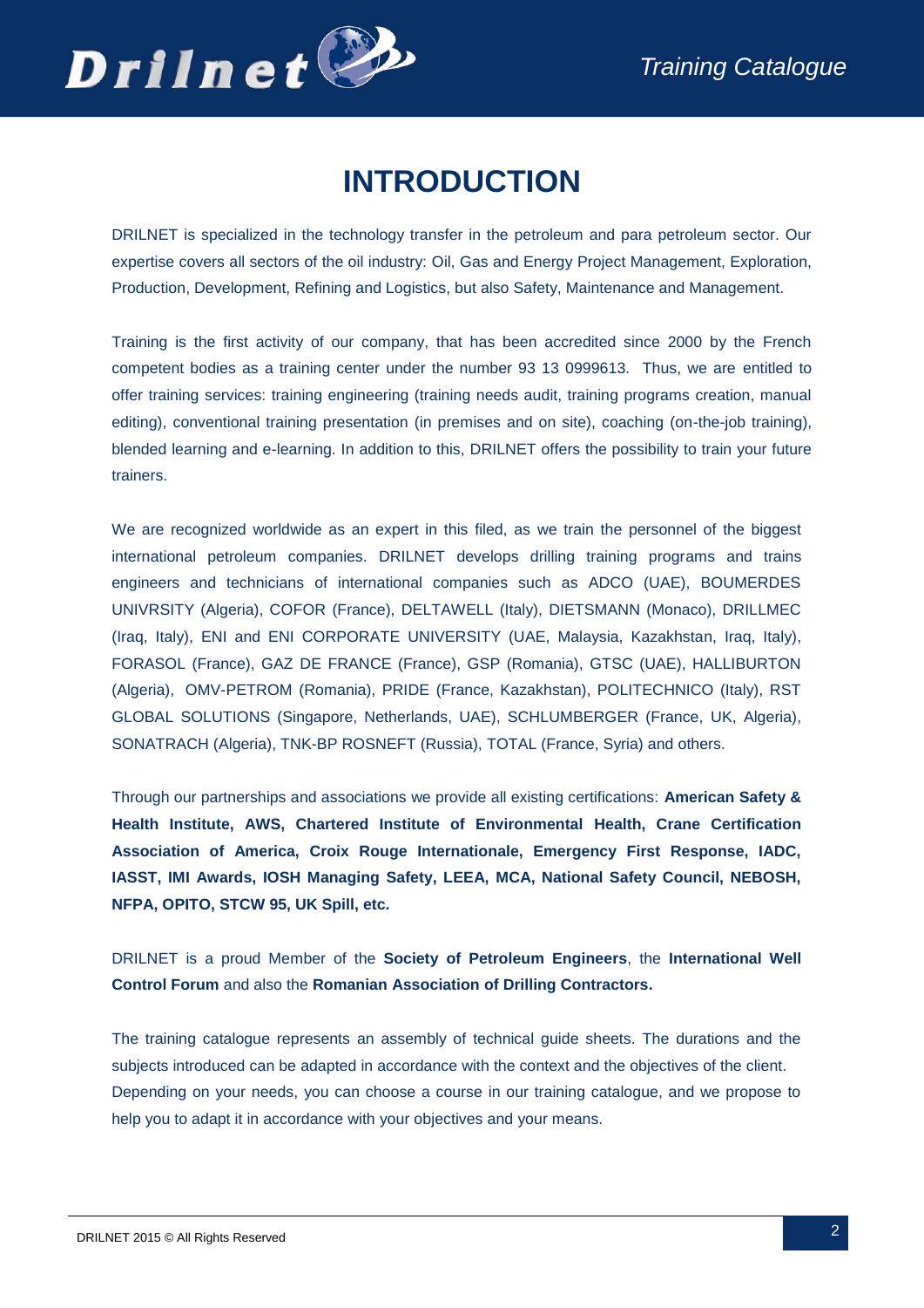# INTRODUCTION

DRILNET is specialized in the technology transfer in the petroleum and para petroleum sector. Our expertise covers all sectors of the oil industry: Oil, Gas and Energy Project Management, Exploration, Production, Development, Refining and Logistics, but also Safety, Maintenance and Management.

Training is the first activity of our company, that has been accredited since 2000 by the French competent bodies as a training center under the number 93 13 0999613. Thus, we are entitled to offer training services: training engineering (training needs audit, training programs creation, manual editing), conventional training presentation (in premises and on site), coaching (on-the-job training), blended learning and e-learning. In addition to this, DRILNET offers the possibility to train your future trainers.

We are recognized worldwide as an expert in this filed, as we train the personnel of the biggest international petroleum companies. DRILNET develops drilling training programs and trains engineers and technicians of international companies such as ADCO (UAE), BOUMERDES UNIVRSITY (Algeria), COFOR (France), DELTAWELL (Italy), DIETSMANN (Monaco), DRILLMEC (Iraq, Italy), ENI and ENI CORPORATE UNIVERSITY (UAE, Malaysia, Kazakhstan, Iraq, Italy), FORASOL (France), GAZ DE FRANCE (France), GSP (Romania), GTSC (UAE), HALLIBURTON (Algeria), OMV-PETROM (Romania), PRIDE (France, Kazakhstan), POLITECHNICO (Italy), RST GLOBAL SOLUTIONS (Singapore, Netherlands, UAE), SCHLUMBERGER (France, UK, Algeria), SONATRACH (Algeria), TNK-BP ROSNEFT (Russia), TOTAL (France, Syria) and others.

Through our partnerships and associations we provide all existing certifications: **American Safety & Health Institute, AWS, Chartered Institute of Environmental Health, Crane Certification Association of America, Croix Rouge Internationale, Emergency First Response, IADC, IASST, IMI Awards, IOSH Managing Safety, LEEA, MCA, National Safety Council, NEBOSH, NFPA, OPITO, STCW 95, UK Spill, etc.**

DRILNET is a proud Member of the **Society of Petroleum Engineers**, the **International Well Control Forum** and also the **Romanian Association of Drilling Contractors.**

The training catalogue represents an assembly of technical guide sheets. The durations and the subjects introduced can be adapted in accordance with the context and the objectives of the client. Depending on your needs, you can choose a course in our training catalogue, and we propose to help you to adapt it in accordance with your objectives and your means.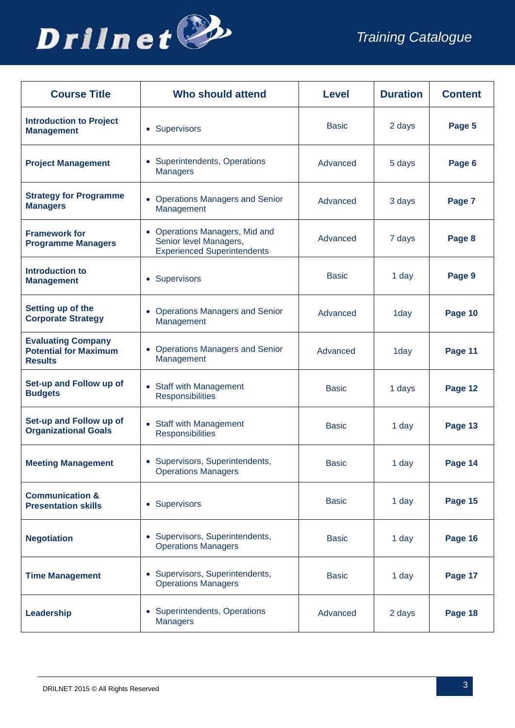| Course Title | Who should attend | Level | Duration | Content |
|---|---|---|---|---|
| **Introduction to Project Management** | • Supervisors | Basic | 2 days | **Page 5** |
| **Project Management** | • Superintendents, Operations Managers | Advanced | 5 days | **Page 6** |
| **Strategy for Programme Managers** | • Operations Managers and Senior Management | Advanced | 3 days | **Page 7** |
| **Framework for Programme Managers** | • Operations Managers, Mid and Senior level Managers, Experienced Superintendents | Advanced | 7 days | **Page 8** |
| **Introduction to Management** | • Supervisors | Basic | 1 day | **Page 9** |
| **Setting up of the Corporate Strategy** | • Operations Managers and Senior Management | Advanced | 1day | **Page 10** |
| **Evaluating Company Potential for Maximum Results** | • Operations Managers and Senior Management | Advanced | 1day | **Page 11** |
| **Set-up and Follow up of Budgets** | • Staff with Management Responsibilities | Basic | 1 days | **Page 12** |
| **Set-up and Follow up of Organizational Goals** | • Staff with Management Responsibilities | Basic | 1 day | **Page 13** |
| **Meeting Management** | • Supervisors, Superintendents, Operations Managers | Basic | 1 day | **Page 14** |
| **Communication & Presentation skills** | • Supervisors | Basic | 1 day | **Page 15** |
| **Negotiation** | • Supervisors, Superintendents, Operations Managers | Basic | 1 day | **Page 16** |
| **Time Management** | • Supervisors, Superintendents, Operations Managers | Basic | 1 day | **Page 17** |
| **Leadership** | • Superintendents, Operations Managers | Advanced | 2 days | **Page 18** |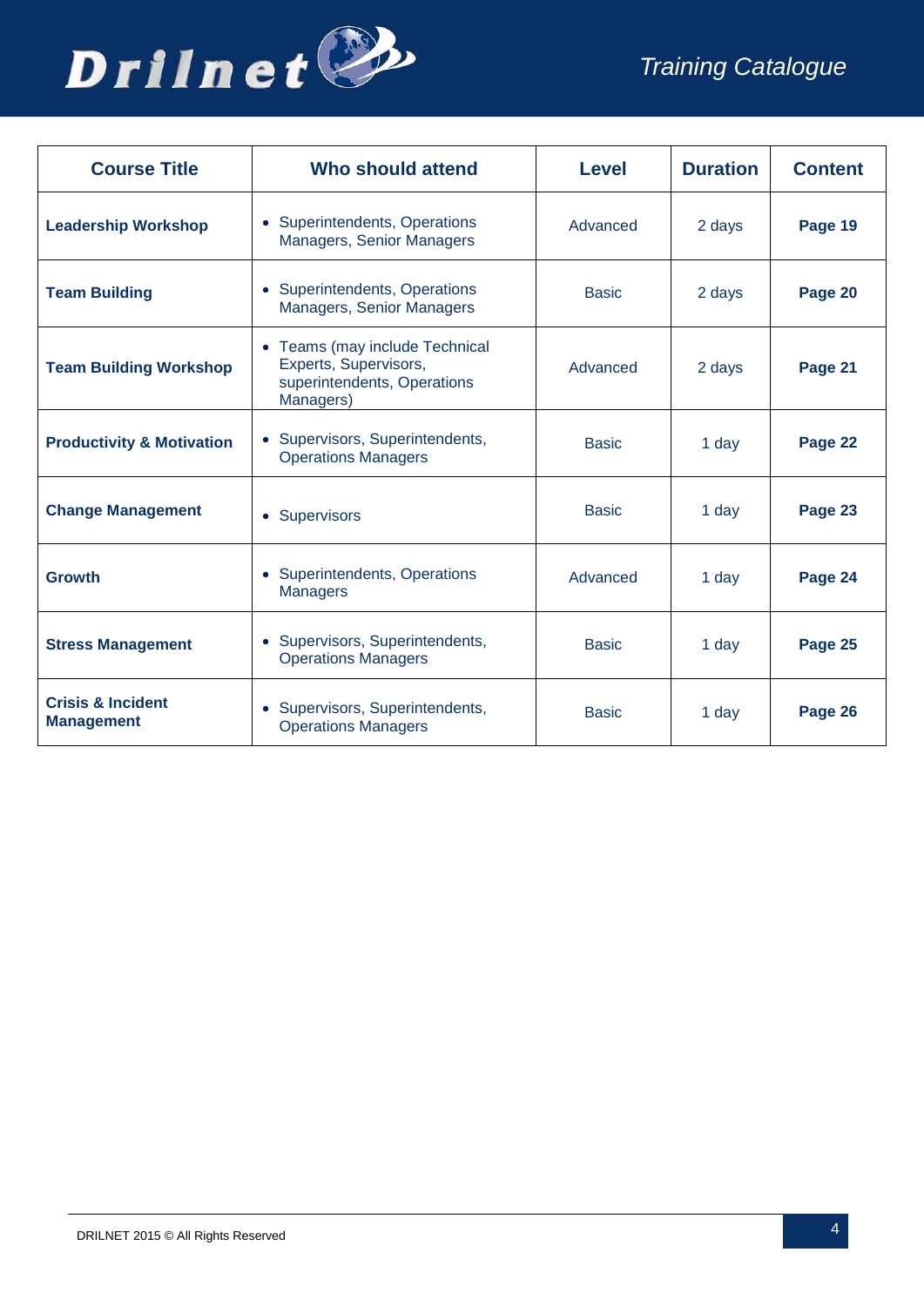| Course Title | Who should attend | Level | Duration | Content |
|---|---|---|---|---|
| **Leadership Workshop** | • Superintendents, Operations Managers, Senior Managers | Advanced | 2 days | **Page 19** |
| **Team Building** | • Superintendents, Operations Managers, Senior Managers | Basic | 2 days | **Page 20** |
| **Team Building Workshop** | • Teams (may include Technical Experts, Supervisors, superintendents, Operations Managers) | Advanced | 2 days | **Page 21** |
| **Productivity & Motivation** | • Supervisors, Superintendents, Operations Managers | Basic | 1 day | **Page 22** |
| **Change Management** | • Supervisors | Basic | 1 day | **Page 23** |
| **Growth** | • Superintendents, Operations Managers | Advanced | 1 day | **Page 24** |
| **Stress Management** | • Supervisors, Superintendents, Operations Managers | Basic | 1 day | **Page 25** |
| **Crisis & Incident Management** | • Supervisors, Superintendents, Operations Managers | Basic | 1 day | **Page 26** |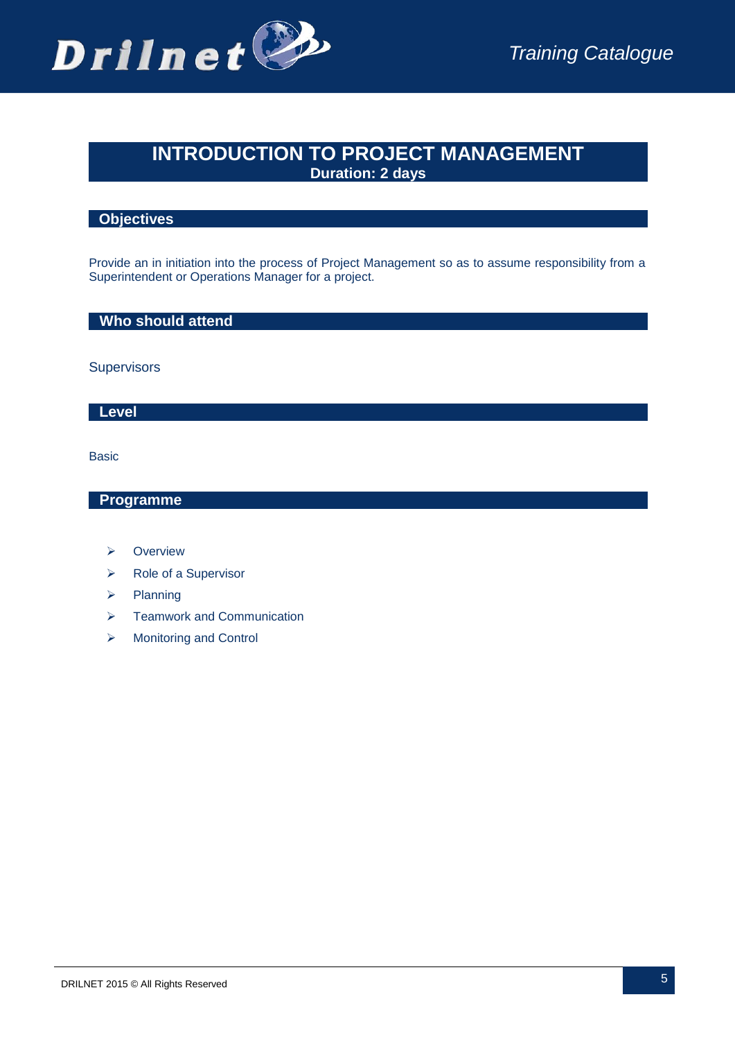# INTRODUCTION TO PROJECT MANAGEMENT

**Duration: 2 days**

## Objectives

Provide an in initiation into the process of Project Management so as to assume responsibility from a Superintendent or Operations Manager for a project.

## Who should attend

Supervisors

## Level

Basic

## Programme

- Overview
- Role of a Supervisor
- Planning
- Teamwork and Communication
- Monitoring and Control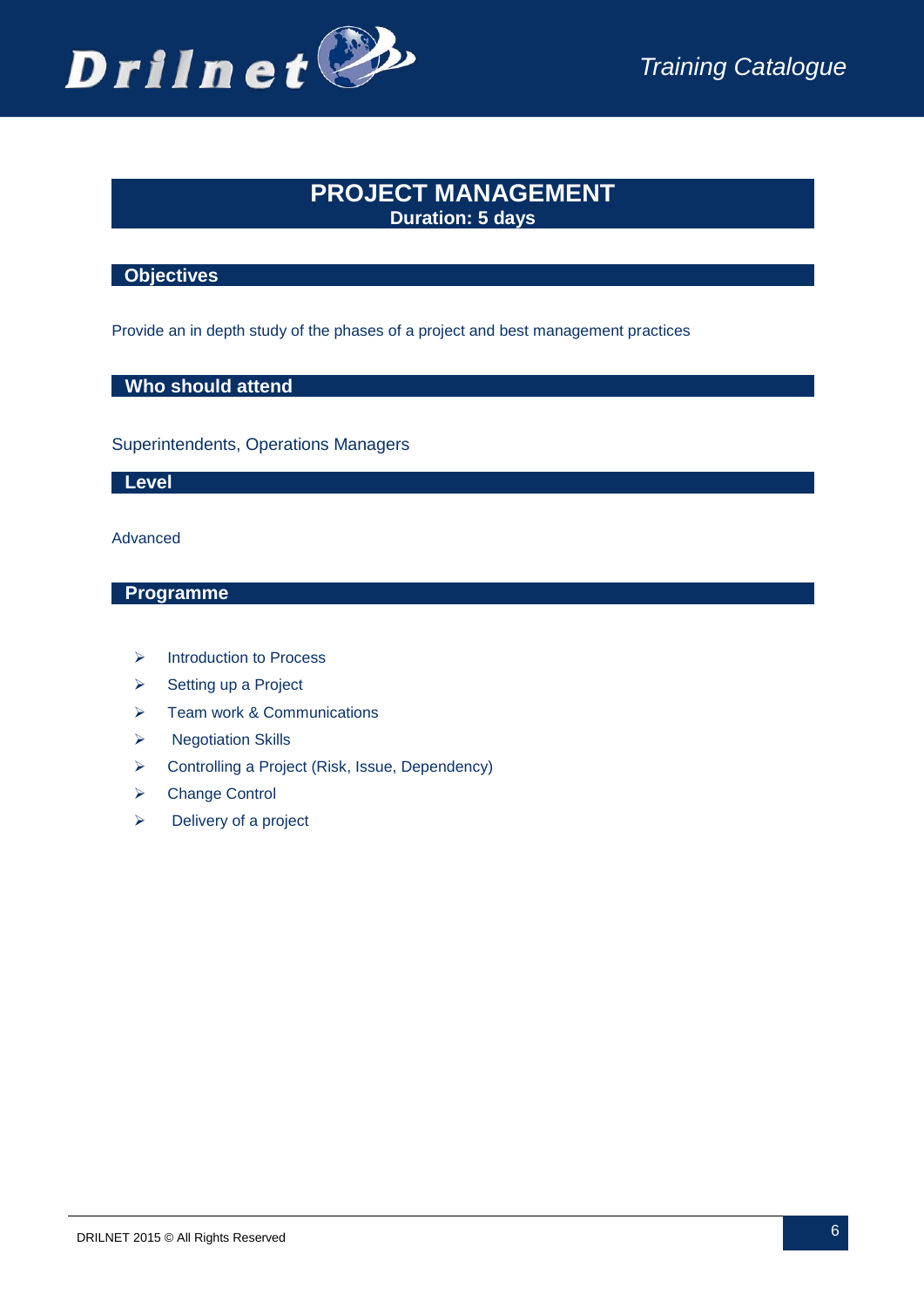# PROJECT MANAGEMENT

**Duration: 5 days**

## Objectives

Provide an in depth study of the phases of a project and best management practices

## Who should attend

Superintendents, Operations Managers

## Level

Advanced

## Programme

- Introduction to Process
- Setting up a Project
- Team work & Communications
- Negotiation Skills
- Controlling a Project (Risk, Issue, Dependency)
- Change Control
- Delivery of a project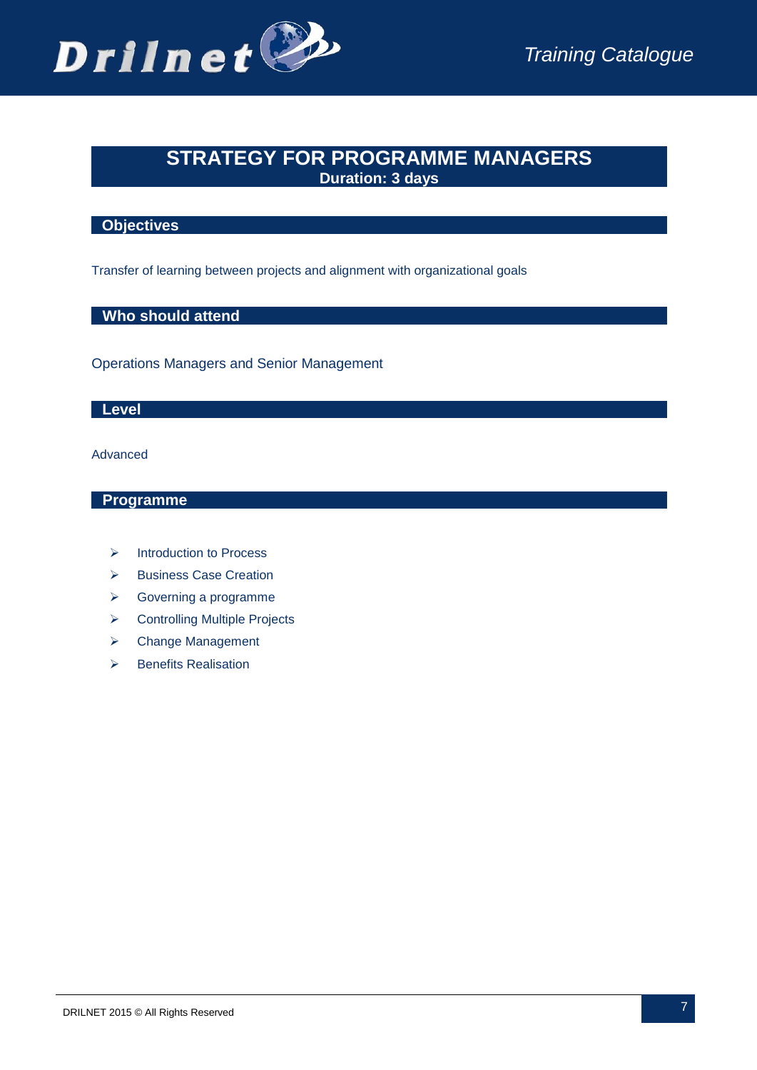# STRATEGY FOR PROGRAMME MANAGERS

**Duration: 3 days**

## Objectives

Transfer of learning between projects and alignment with organizational goals

## Who should attend

Operations Managers and Senior Management

## Level

Advanced

## Programme

- Introduction to Process
- Business Case Creation
- Governing a programme
- Controlling Multiple Projects
- Change Management
- Benefits Realisation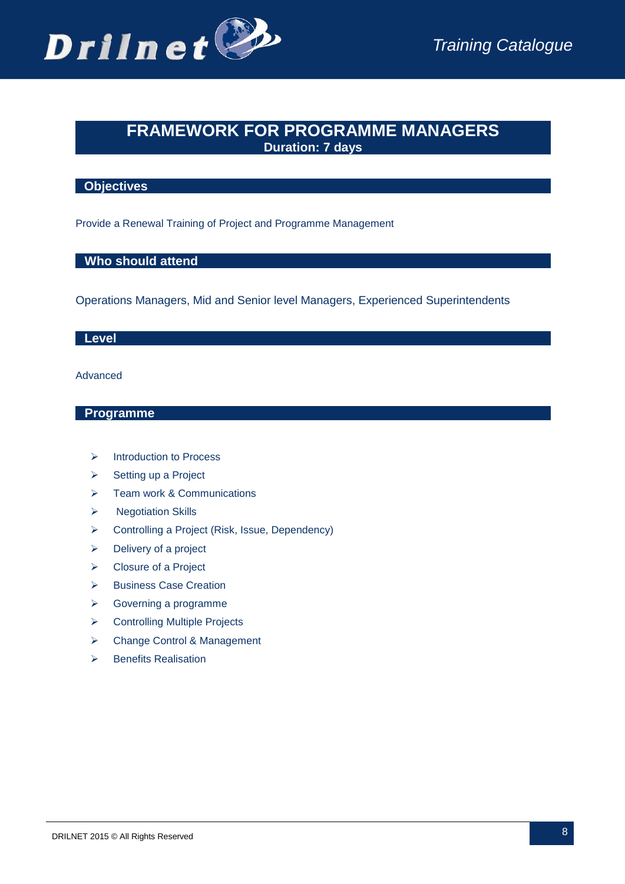# FRAMEWORK FOR PROGRAMME MANAGERS

**Duration: 7 days**

## Objectives

Provide a Renewal Training of Project and Programme Management

## Who should attend

Operations Managers, Mid and Senior level Managers, Experienced Superintendents

## Level

Advanced

## Programme

- Introduction to Process
- Setting up a Project
- Team work & Communications
- Negotiation Skills
- Controlling a Project (Risk, Issue, Dependency)
- Delivery of a project
- Closure of a Project
- Business Case Creation
- Governing a programme
- Controlling Multiple Projects
- Change Control & Management
- Benefits Realisation

DRILNET 2015 © All Rights Reserved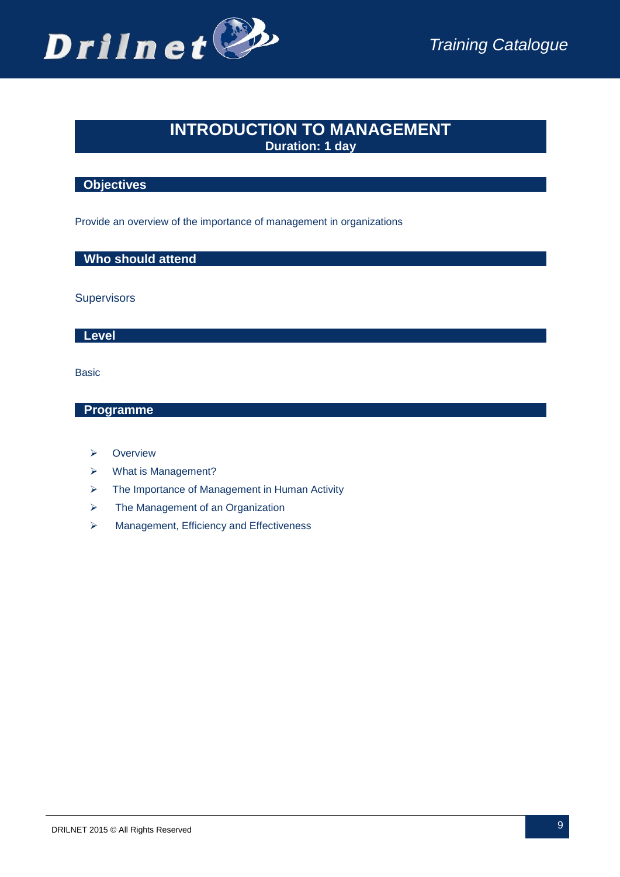# INTRODUCTION TO MANAGEMENT

**Duration: 1 day**

## Objectives

Provide an overview of the importance of management in organizations

## Who should attend

Supervisors

## Level

Basic

## Programme

- Overview
- What is Management?
- The Importance of Management in Human Activity
- The Management of an Organization
- Management, Efficiency and Effectiveness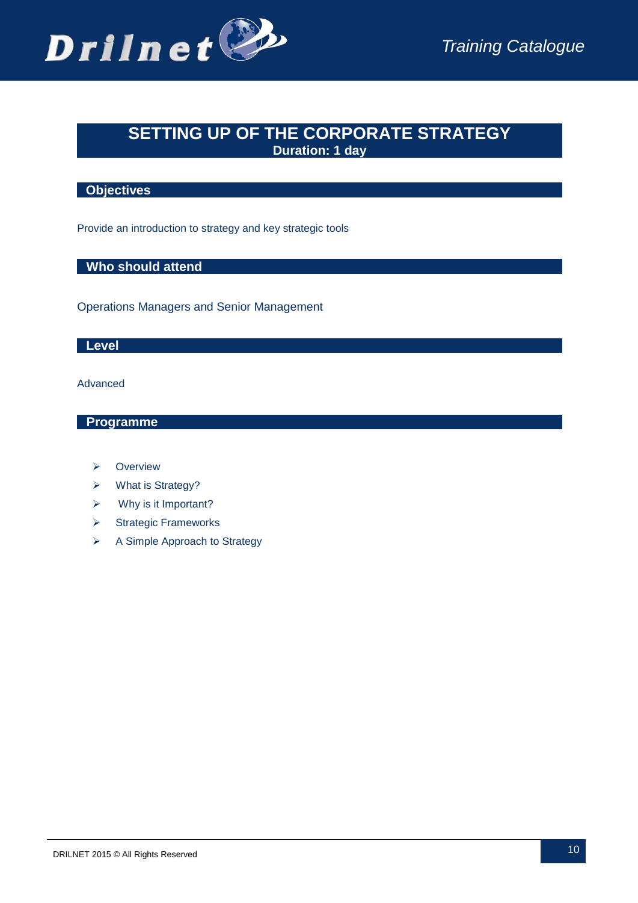# SETTING UP OF THE CORPORATE STRATEGY

**Duration: 1 day**

## Objectives

Provide an introduction to strategy and key strategic tools

## Who should attend

Operations Managers and Senior Management

## Level

Advanced

## Programme

- Overview
- What is Strategy?
- Why is it Important?
- Strategic Frameworks
- A Simple Approach to Strategy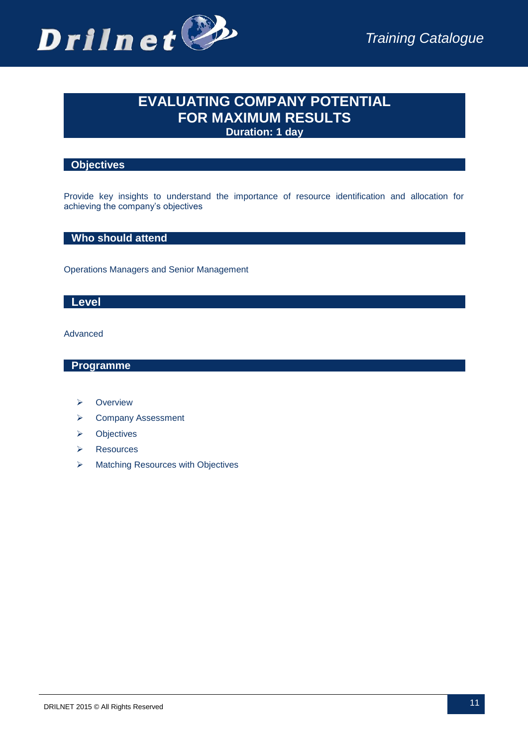# EVALUATING COMPANY POTENTIAL FOR MAXIMUM RESULTS

**Duration: 1 day**

## Objectives

Provide key insights to understand the importance of resource identification and allocation for achieving the company's objectives

## Who should attend

Operations Managers and Senior Management

## Level

Advanced

## Programme

- Overview
- Company Assessment
- Objectives
- Resources
- Matching Resources with Objectives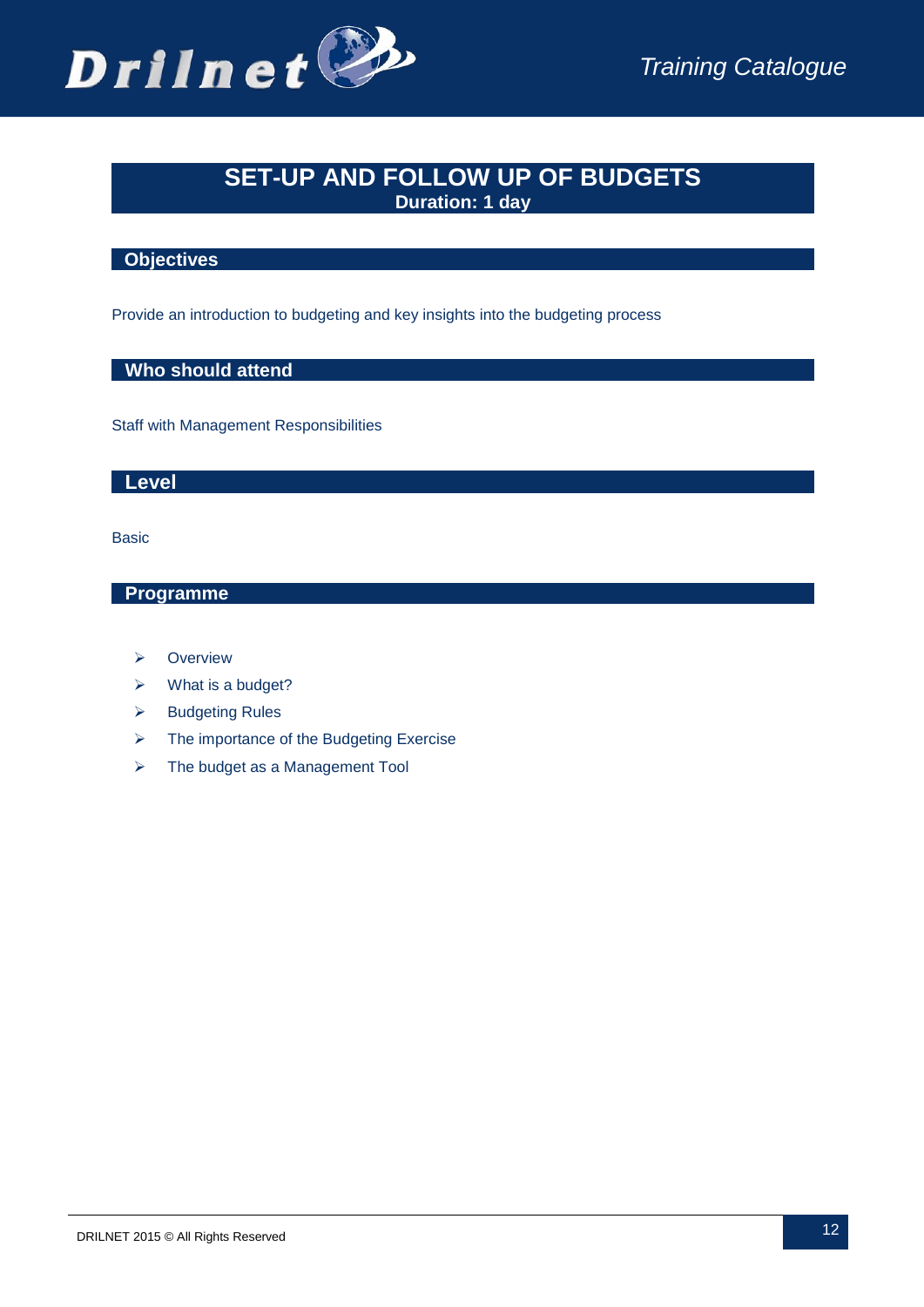# SET-UP AND FOLLOW UP OF BUDGETS

**Duration: 1 day**

## Objectives

Provide an introduction to budgeting and key insights into the budgeting process

## Who should attend

Staff with Management Responsibilities

## Level

Basic

## Programme

- Overview
- What is a budget?
- Budgeting Rules
- The importance of the Budgeting Exercise
- The budget as a Management Tool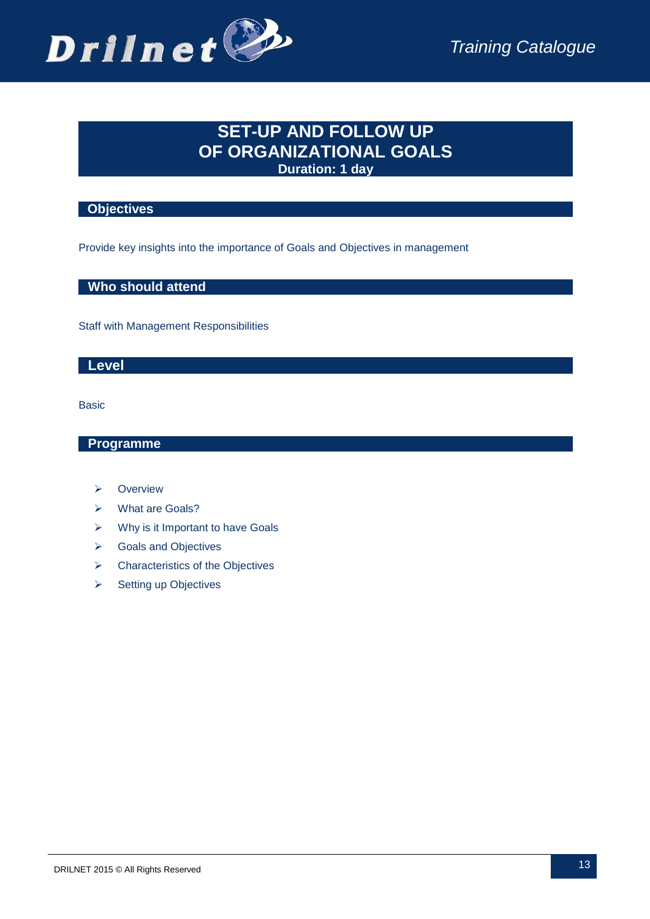# SET-UP AND FOLLOW UP OF ORGANIZATIONAL GOALS

**Duration: 1 day**

## Objectives

Provide key insights into the importance of Goals and Objectives in management

## Who should attend

Staff with Management Responsibilities

## Level

Basic

## Programme

- Overview
- What are Goals?
- Why is it Important to have Goals
- Goals and Objectives
- Characteristics of the Objectives
- Setting up Objectives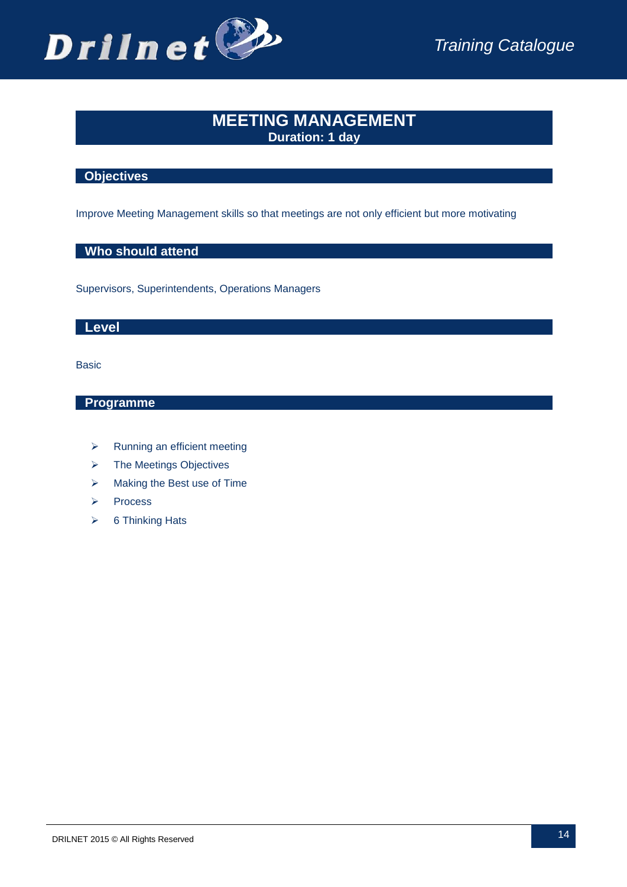# MEETING MANAGEMENT

**Duration: 1 day**

## Objectives

Improve Meeting Management skills so that meetings are not only efficient but more motivating

## Who should attend

Supervisors, Superintendents, Operations Managers

## Level

Basic

## Programme

- Running an efficient meeting
- The Meetings Objectives
- Making the Best use of Time
- Process
- 6 Thinking Hats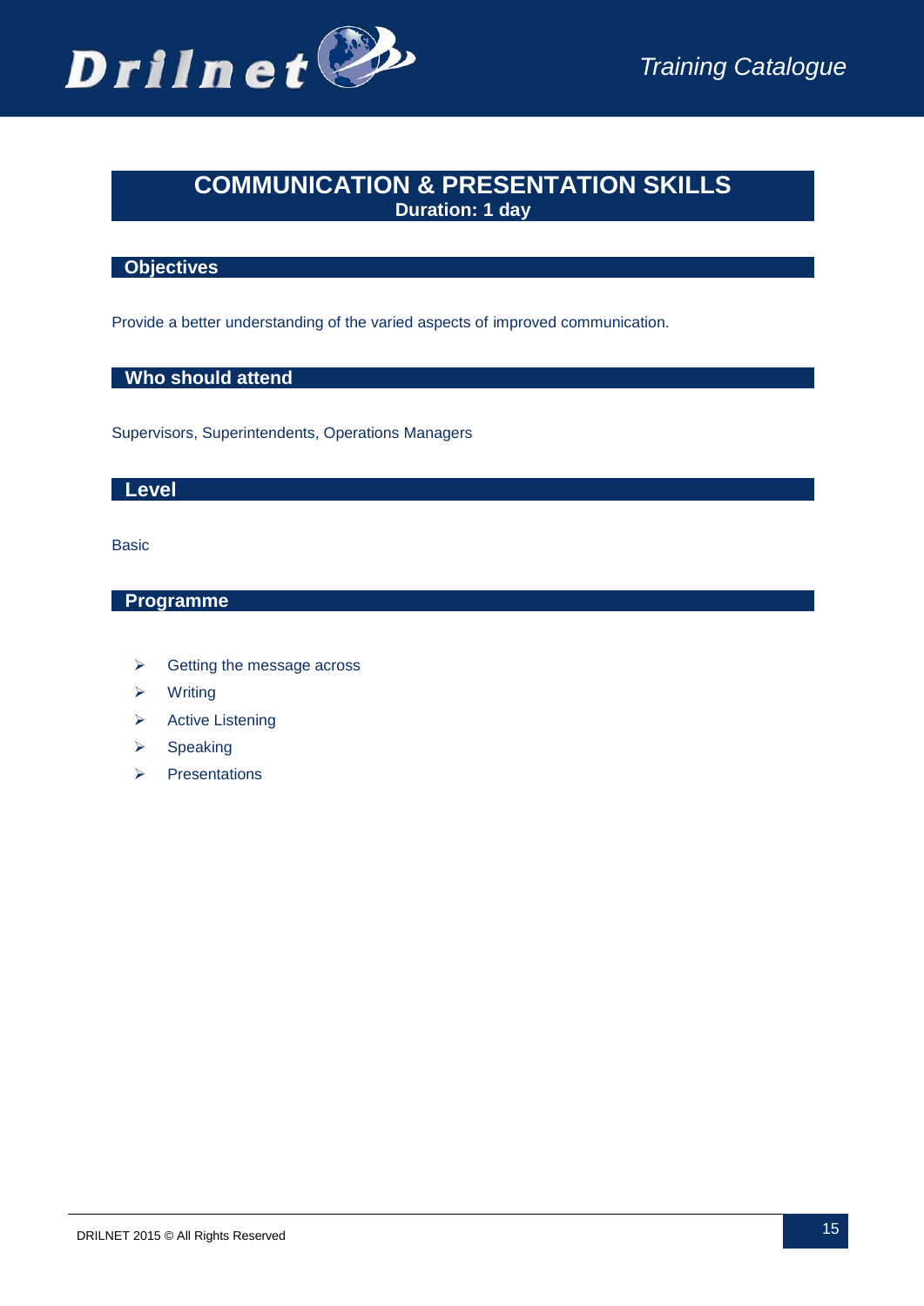# COMMUNICATION & PRESENTATION SKILLS

**Duration: 1 day**

## Objectives

Provide a better understanding of the varied aspects of improved communication.

## Who should attend

Supervisors, Superintendents, Operations Managers

## Level

Basic

## Programme

- Getting the message across
- Writing
- Active Listening
- Speaking
- Presentations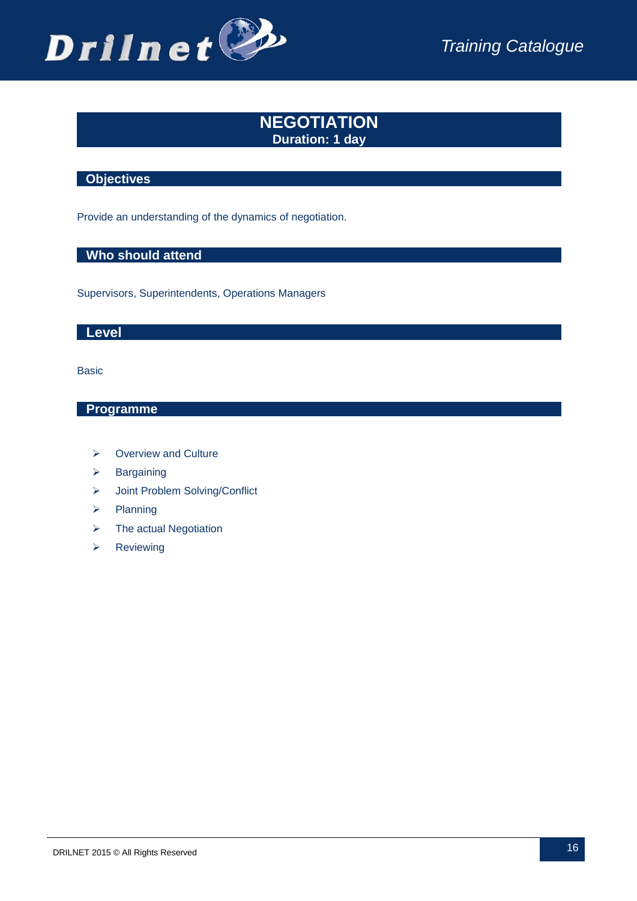# NEGOTIATION

**Duration: 1 day**

## Objectives

Provide an understanding of the dynamics of negotiation.

## Who should attend

Supervisors, Superintendents, Operations Managers

## Level

Basic

## Programme

- Overview and Culture
- Bargaining
- Joint Problem Solving/Conflict
- Planning
- The actual Negotiation
- Reviewing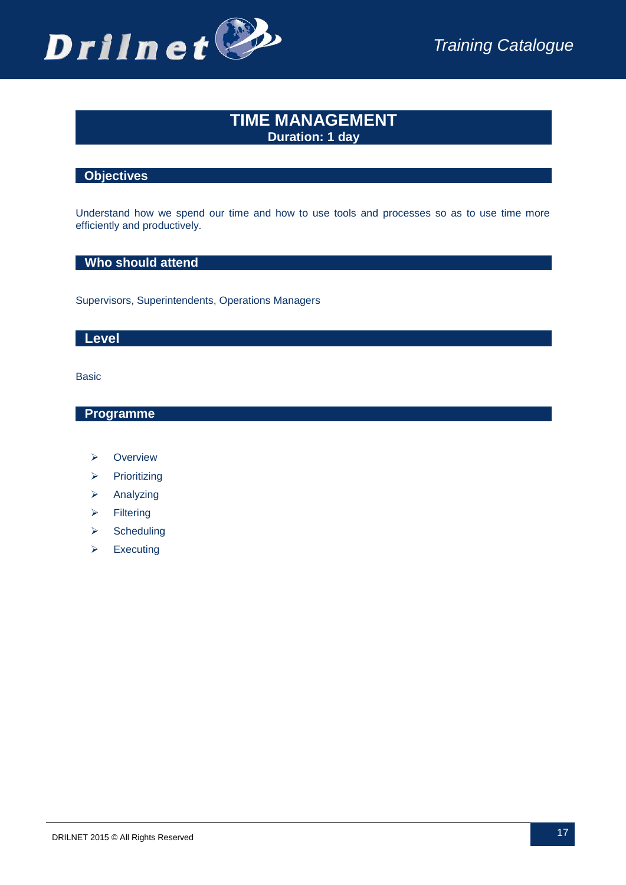# TIME MANAGEMENT

**Duration: 1 day**

## Objectives

Understand how we spend our time and how to use tools and processes so as to use time more efficiently and productively.

## Who should attend

Supervisors, Superintendents, Operations Managers

## Level

Basic

## Programme

- Overview
- Prioritizing
- Analyzing
- Filtering
- Scheduling
- Executing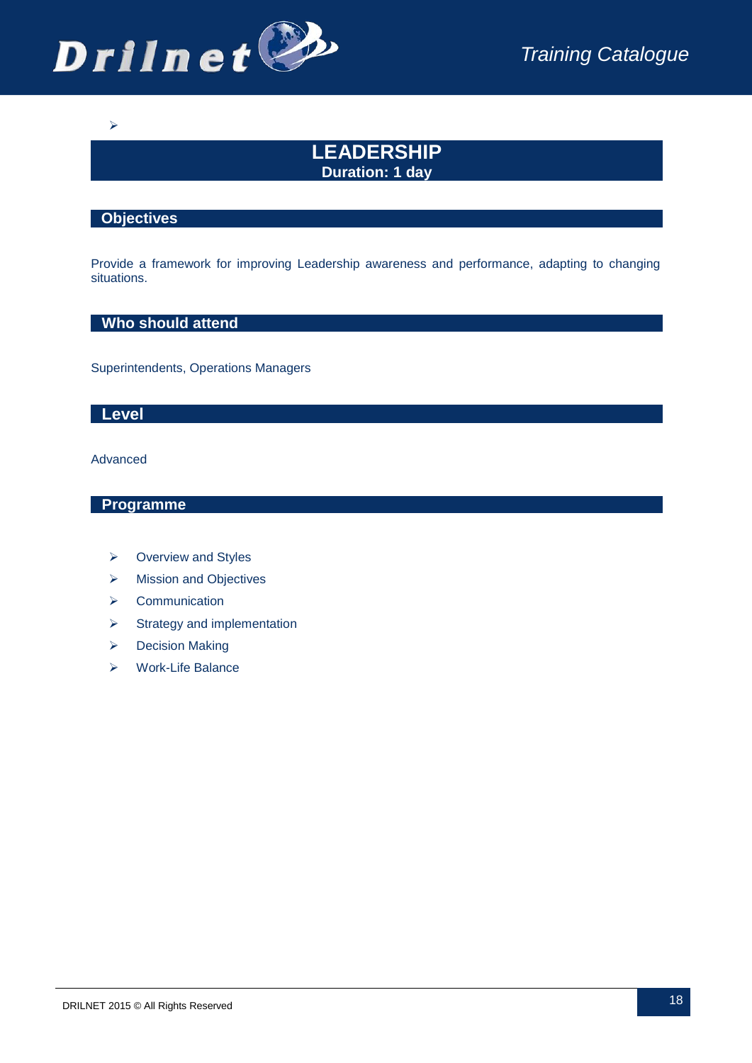# LEADERSHIP

**Duration: 1 day**

## Objectives

Provide a framework for improving Leadership awareness and performance, adapting to changing situations.

## Who should attend

Superintendents, Operations Managers

## Level

Advanced

## Programme

- Overview and Styles
- Mission and Objectives
- Communication
- Strategy and implementation
- Decision Making
- Work-Life Balance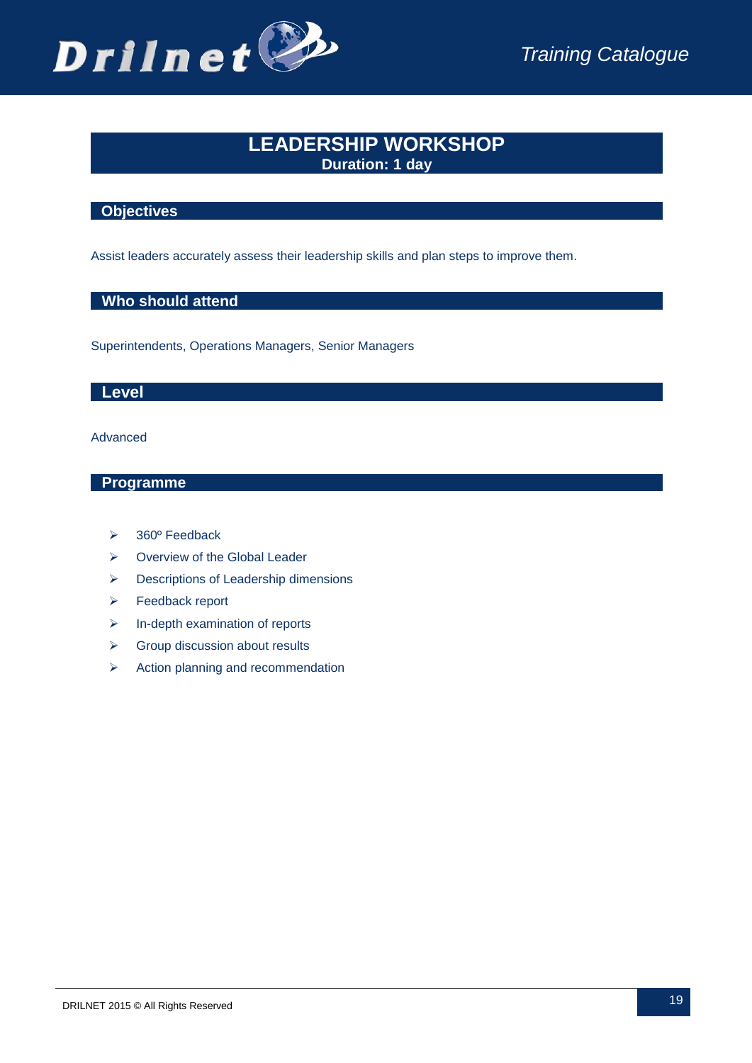# LEADERSHIP WORKSHOP

**Duration: 1 day**

## Objectives

Assist leaders accurately assess their leadership skills and plan steps to improve them.

## Who should attend

Superintendents, Operations Managers, Senior Managers

## Level

Advanced

## Programme

- 360º Feedback
- Overview of the Global Leader
- Descriptions of Leadership dimensions
- Feedback report
- In-depth examination of reports
- Group discussion about results
- Action planning and recommendation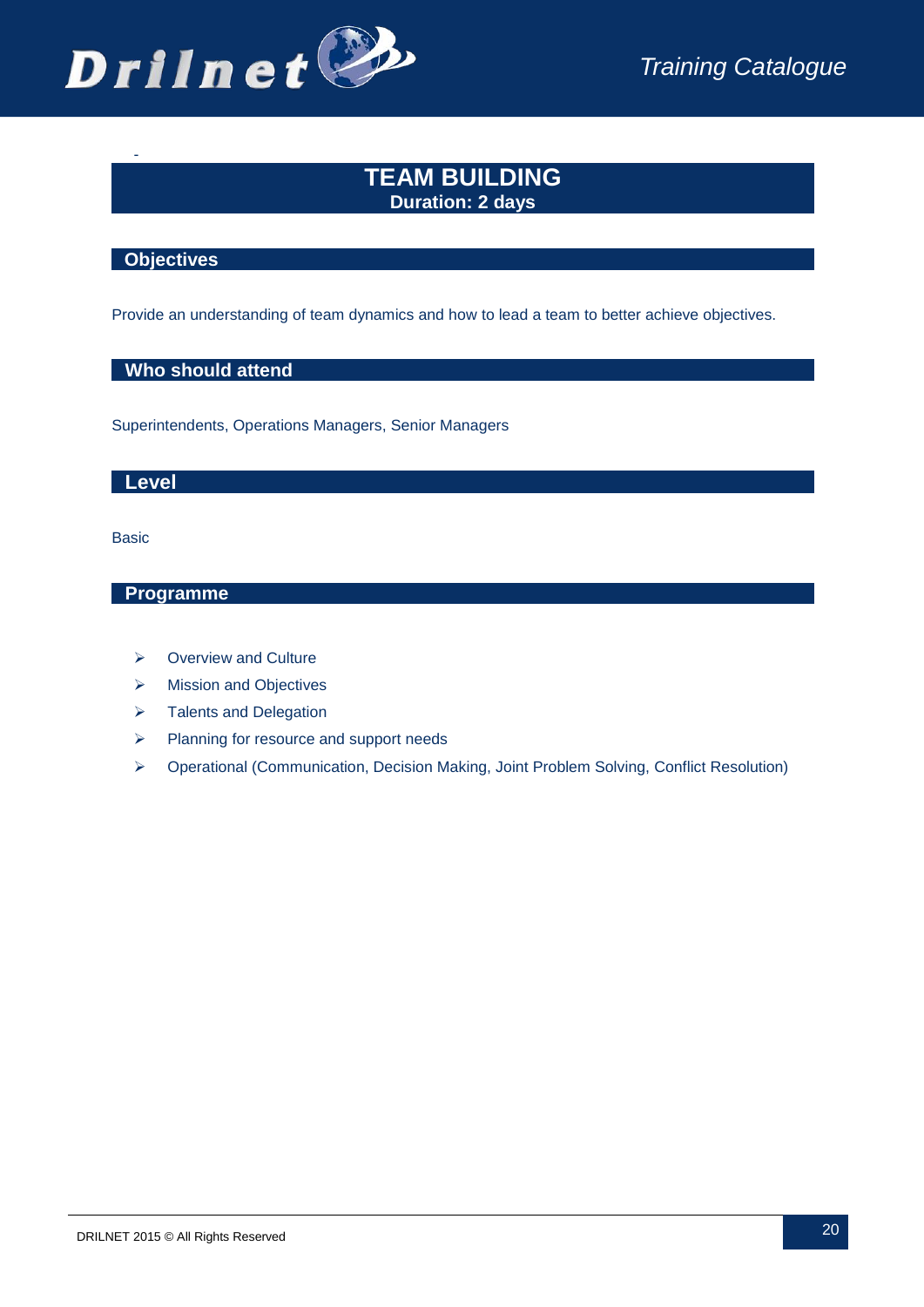# TEAM BUILDING

**Duration: 2 days**

## Objectives

Provide an understanding of team dynamics and how to lead a team to better achieve objectives.

## Who should attend

Superintendents, Operations Managers, Senior Managers

## Level

Basic

## Programme

- Overview and Culture
- Mission and Objectives
- Talents and Delegation
- Planning for resource and support needs
- Operational (Communication, Decision Making, Joint Problem Solving, Conflict Resolution)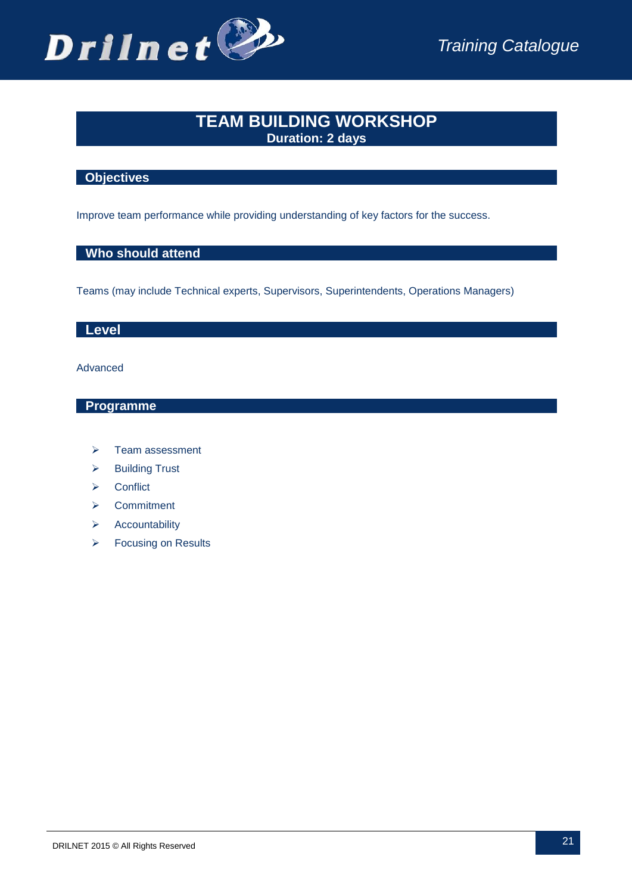# TEAM BUILDING WORKSHOP

**Duration: 2 days**

## Objectives

Improve team performance while providing understanding of key factors for the success.

## Who should attend

Teams (may include Technical experts, Supervisors, Superintendents, Operations Managers)

## Level

Advanced

## Programme

- Team assessment
- Building Trust
- Conflict
- Commitment
- Accountability
- Focusing on Results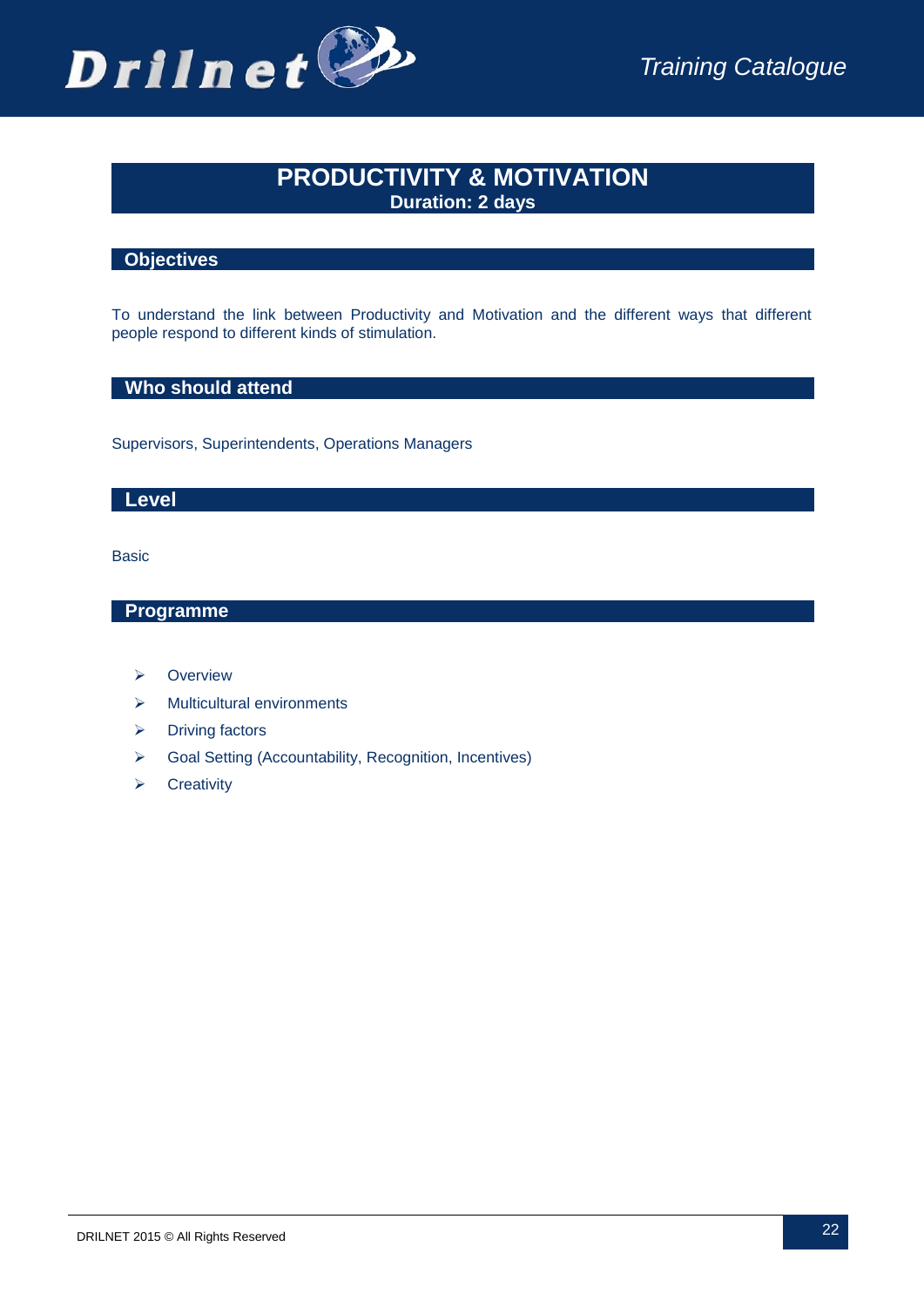# PRODUCTIVITY & MOTIVATION

**Duration: 2 days**

## Objectives

To understand the link between Productivity and Motivation and the different ways that different people respond to different kinds of stimulation.

## Who should attend

Supervisors, Superintendents, Operations Managers

## Level

Basic

## Programme

- Overview
- Multicultural environments
- Driving factors
- Goal Setting (Accountability, Recognition, Incentives)
- Creativity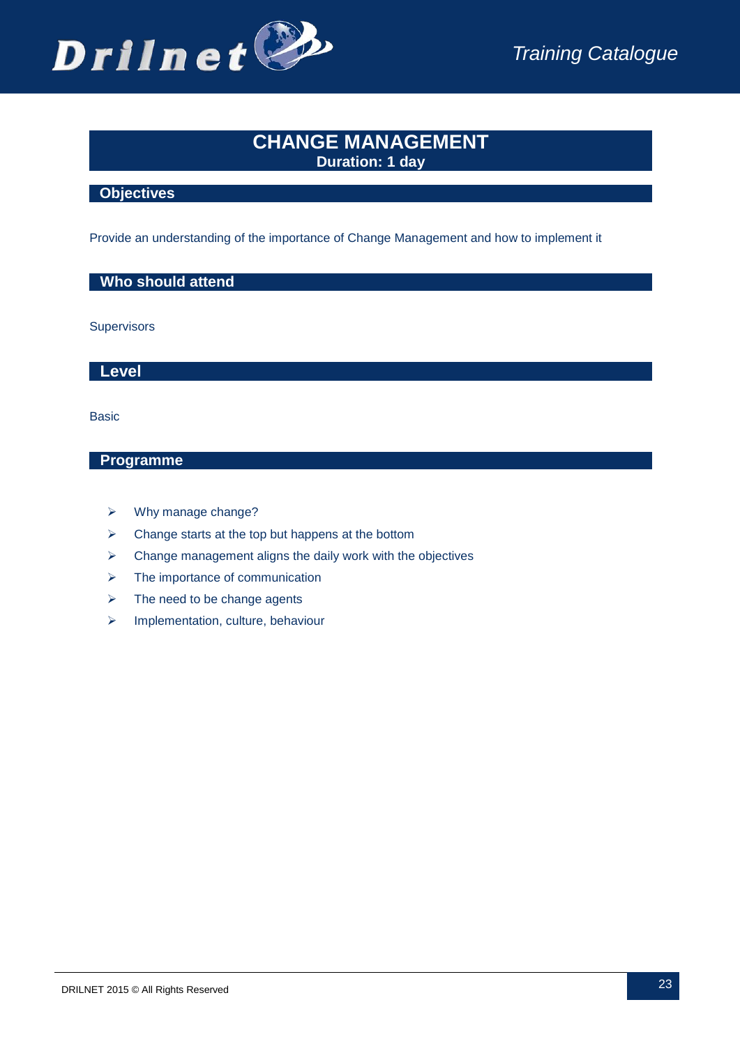# CHANGE MANAGEMENT

**Duration: 1 day**

## Objectives

Provide an understanding of the importance of Change Management and how to implement it

## Who should attend

Supervisors

## Level

Basic

## Programme

- Why manage change?
- Change starts at the top but happens at the bottom
- Change management aligns the daily work with the objectives
- The importance of communication
- The need to be change agents
- Implementation, culture, behaviour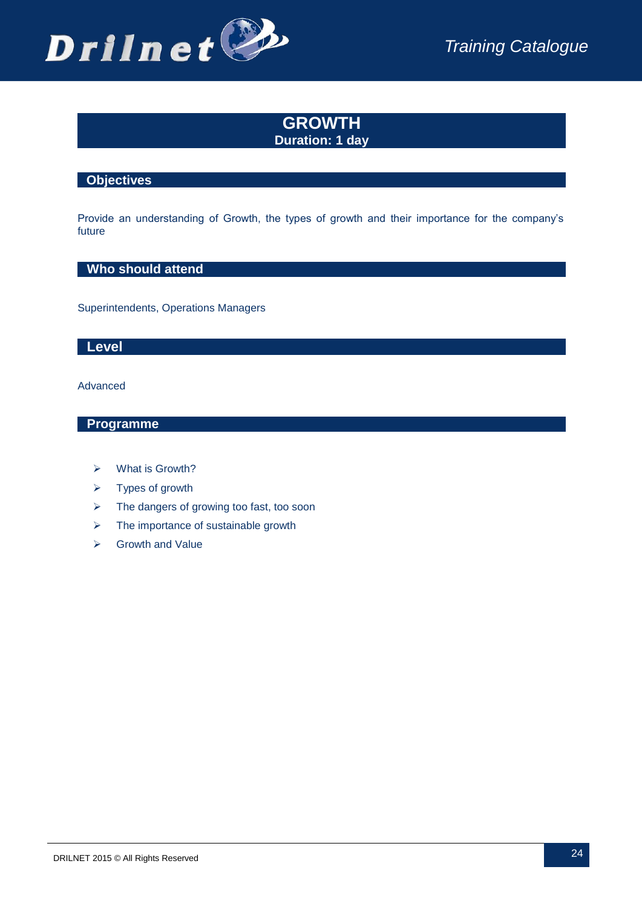# GROWTH

**Duration: 1 day**

## Objectives

Provide an understanding of Growth, the types of growth and their importance for the company's future

## Who should attend

Superintendents, Operations Managers

## Level

Advanced

## Programme

- What is Growth?
- Types of growth
- The dangers of growing too fast, too soon
- The importance of sustainable growth
- Growth and Value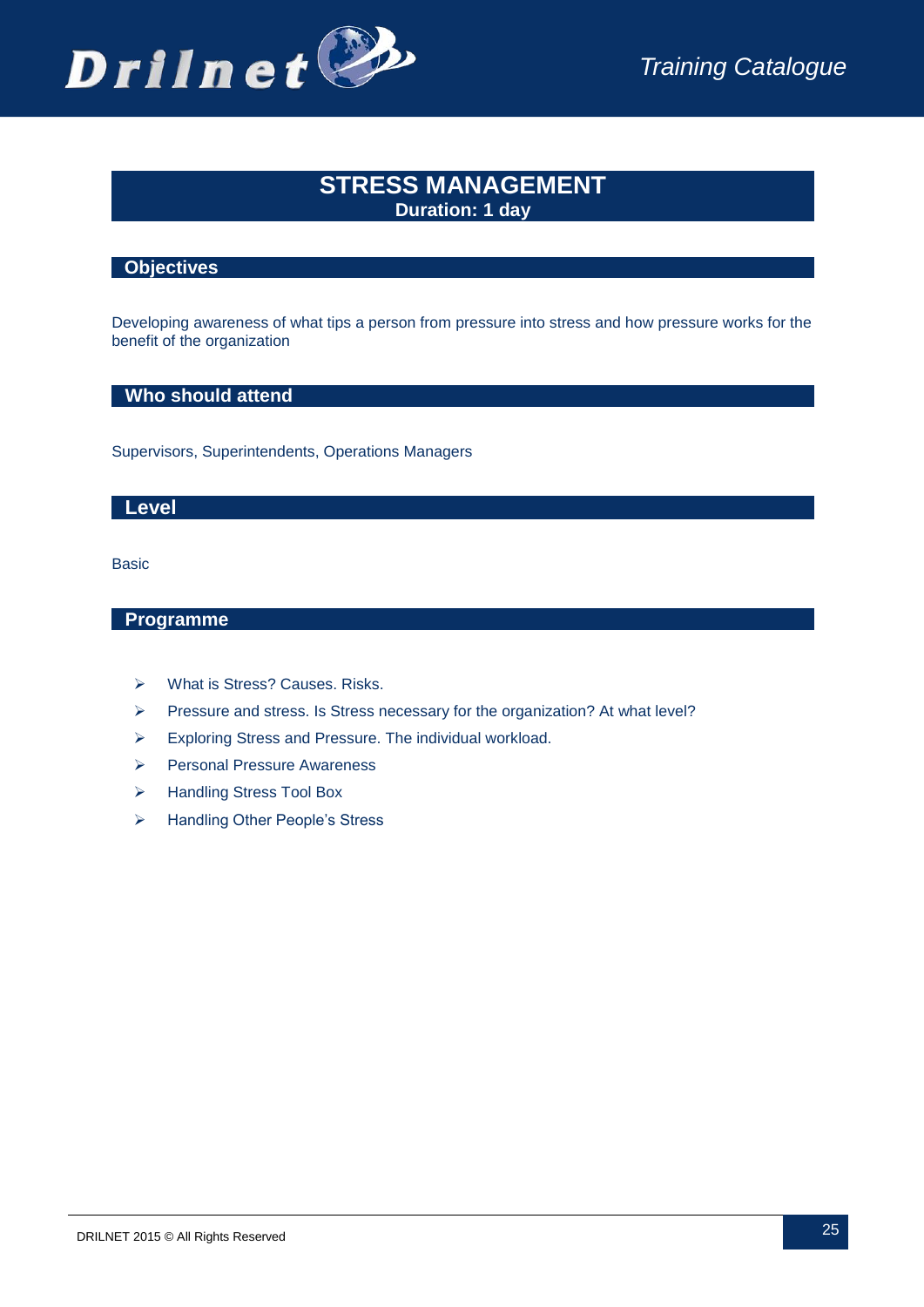# STRESS MANAGEMENT

**Duration: 1 day**

## Objectives

Developing awareness of what tips a person from pressure into stress and how pressure works for the benefit of the organization

## Who should attend

Supervisors, Superintendents, Operations Managers

## Level

Basic

## Programme

- What is Stress? Causes. Risks.
- Pressure and stress. Is Stress necessary for the organization? At what level?
- Exploring Stress and Pressure. The individual workload.
- Personal Pressure Awareness
- Handling Stress Tool Box
- Handling Other People's Stress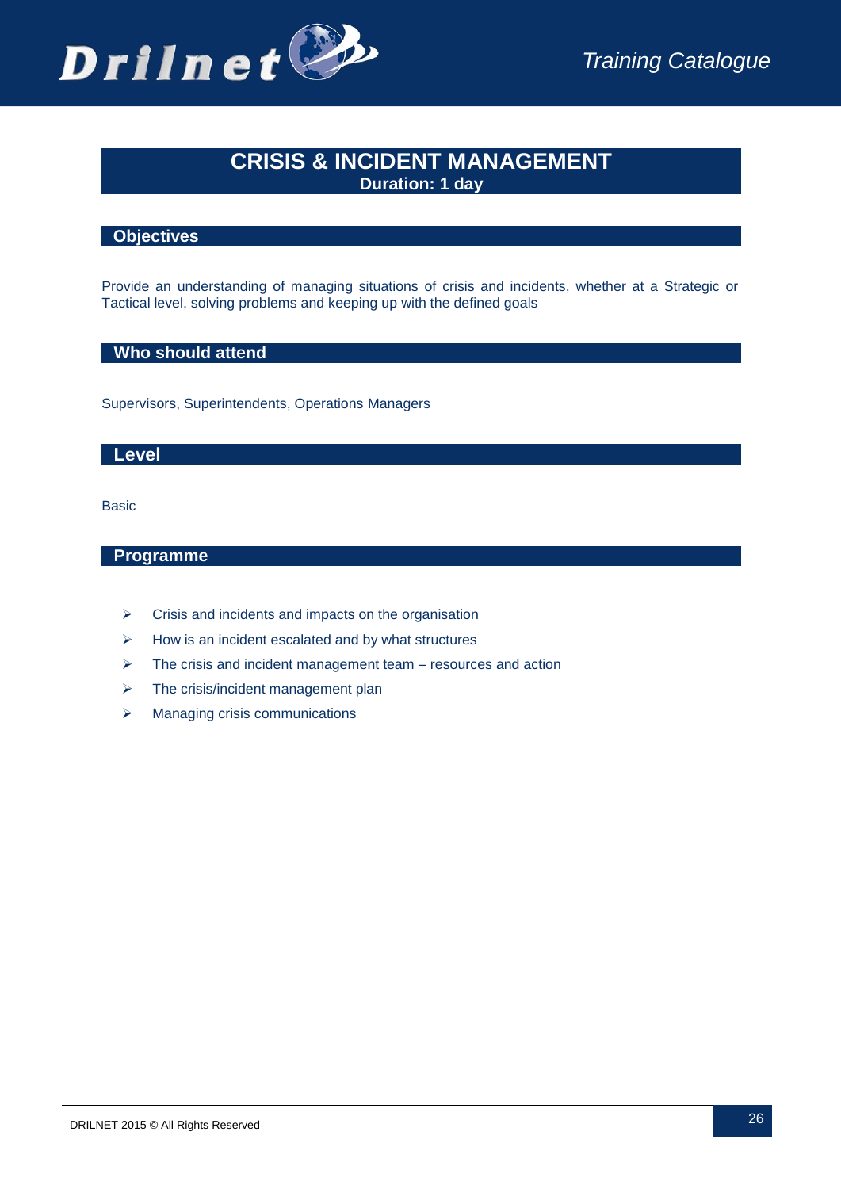# CRISIS & INCIDENT MANAGEMENT

**Duration: 1 day**

## Objectives

Provide an understanding of managing situations of crisis and incidents, whether at a Strategic or Tactical level, solving problems and keeping up with the defined goals

## Who should attend

Supervisors, Superintendents, Operations Managers

## Level

Basic

## Programme

- Crisis and incidents and impacts on the organisation
- How is an incident escalated and by what structures
- The crisis and incident management team – resources and action
- The crisis/incident management plan
- Managing crisis communications